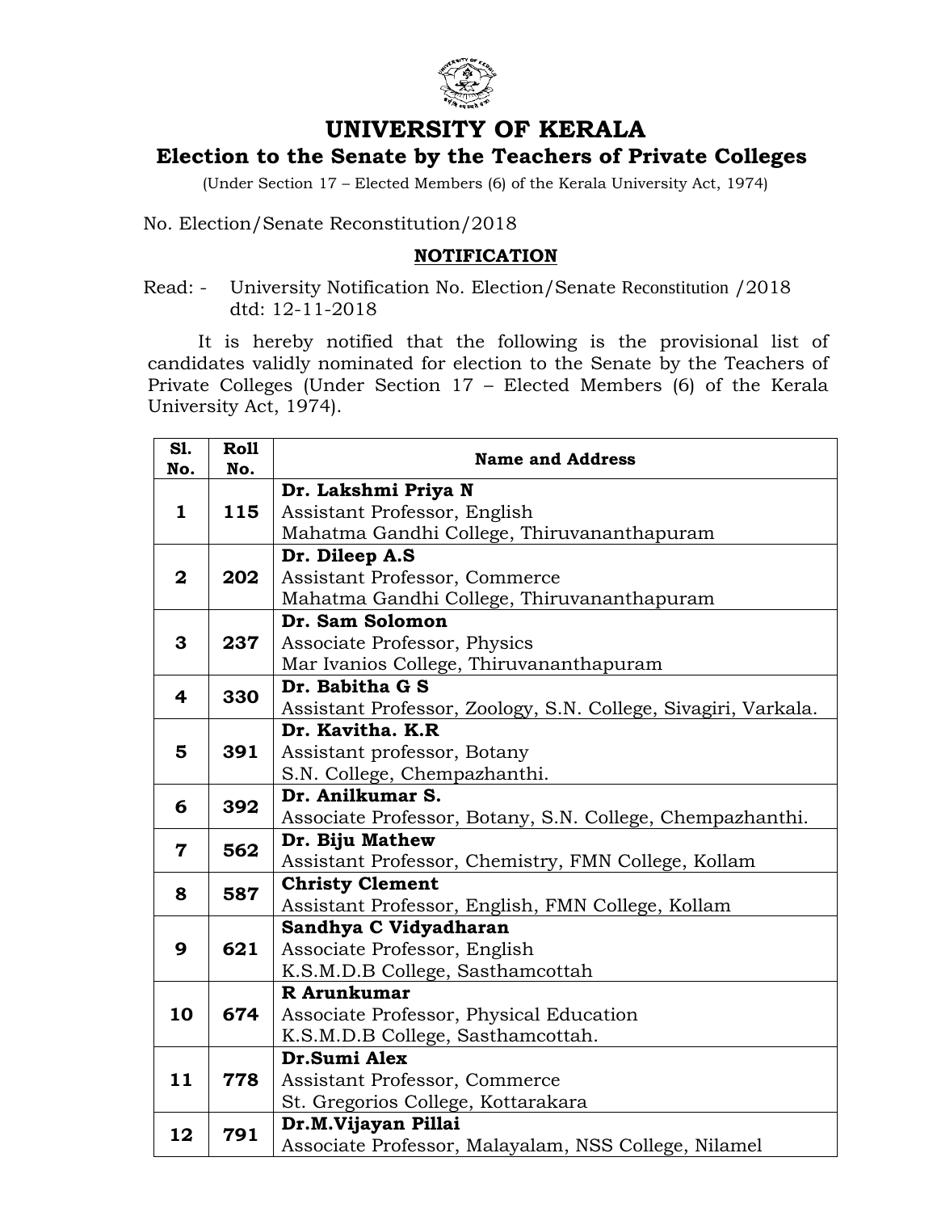# UNIVERSITY OF KERALA

## Election to the Senate by the Teachers of Private Colleges

(Under Section 17 – Elected Members (6) of the Kerala University Act, 1974)

No. Election/Senate Reconstitution/2018

**NOTIFICATION**

Read: - University Notification No. Election/Senate Reconstitution /2018 dtd: 12-11-2018

It is hereby notified that the following is the provisional list of candidates validly nominated for election to the Senate by the Teachers of Private Colleges (Under Section 17 – Elected Members (6) of the Kerala University Act, 1974).

| Sl. No. | Roll No. | Name and Address |
|---|---|---|
| **1** | **115** | **Dr. Lakshmi Priya N**<br>Assistant Professor, English<br>Mahatma Gandhi College, Thiruvananthapuram |
| **2** | **202** | **Dr. Dileep A.S**<br>Assistant Professor, Commerce<br>Mahatma Gandhi College, Thiruvananthapuram |
| **3** | **237** | **Dr. Sam Solomon**<br>Associate Professor, Physics<br>Mar Ivanios College, Thiruvananthapuram |
| **4** | **330** | **Dr. Babitha G S**<br>Assistant Professor, Zoology, S.N. College, Sivagiri, Varkala. |
| **5** | **391** | **Dr. Kavitha. K.R**<br>Assistant professor, Botany<br>S.N. College, Chempazhanthi. |
| **6** | **392** | **Dr. Anilkumar S.**<br>Associate Professor, Botany, S.N. College, Chempazhanthi. |
| **7** | **562** | **Dr. Biju Mathew**<br>Assistant Professor, Chemistry, FMN College, Kollam |
| **8** | **587** | **Christy Clement**<br>Assistant Professor, English, FMN College, Kollam |
| **9** | **621** | **Sandhya C Vidyadharan**<br>Associate Professor, English<br>K.S.M.D.B College, Sasthamcottah |
| **10** | **674** | **R Arunkumar**<br>Associate Professor, Physical Education<br>K.S.M.D.B College, Sasthamcottah. |
| **11** | **778** | **Dr.Sumi Alex**<br>Assistant Professor, Commerce<br>St. Gregorios College, Kottarakara |
| **12** | **791** | **Dr.M.Vijayan Pillai**<br>Associate Professor, Malayalam, NSS College, Nilamel |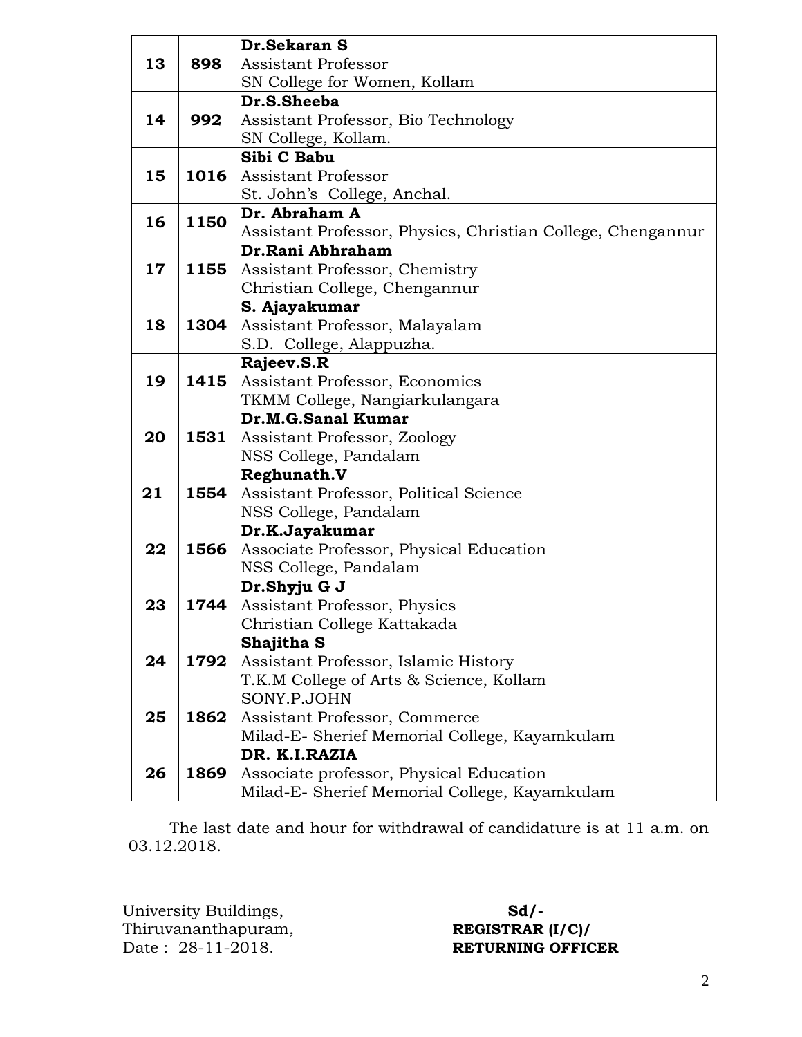| | | |
|---|---|---|
| **13** | **898** | **Dr.Sekaran S**<br>Assistant Professor<br>SN College for Women, Kollam |
| **14** | **992** | **Dr.S.Sheeba**<br>Assistant Professor, Bio Technology<br>SN College, Kollam. |
| **15** | **1016** | **Sibi C Babu**<br>Assistant Professor<br>St. John's College, Anchal. |
| **16** | **1150** | **Dr. Abraham A**<br>Assistant Professor, Physics, Christian College, Chengannur |
| **17** | **1155** | **Dr.Rani Abhraham**<br>Assistant Professor, Chemistry<br>Christian College, Chengannur |
| **18** | **1304** | **S. Ajayakumar**<br>Assistant Professor, Malayalam<br>S.D. College, Alappuzha. |
| **19** | **1415** | **Rajeev.S.R**<br>Assistant Professor, Economics<br>TKMM College, Nangiarkulangara |
| **20** | **1531** | **Dr.M.G.Sanal Kumar**<br>Assistant Professor, Zoology<br>NSS College, Pandalam |
| **21** | **1554** | **Reghunath.V**<br>Assistant Professor, Political Science<br>NSS College, Pandalam |
| **22** | **1566** | **Dr.K.Jayakumar**<br>Associate Professor, Physical Education<br>NSS College, Pandalam |
| **23** | **1744** | **Dr.Shyju G J**<br>Assistant Professor, Physics<br>Christian College Kattakada |
| **24** | **1792** | **Shajitha S**<br>Assistant Professor, Islamic History<br>T.K.M College of Arts & Science, Kollam |
| **25** | **1862** | SONY.P.JOHN<br>Assistant Professor, Commerce<br>Milad-E- Sherief Memorial College, Kayamkulam |
| **26** | **1869** | **DR. K.I.RAZIA**<br>Associate professor, Physical Education<br>Milad-E- Sherief Memorial College, Kayamkulam |

The last date and hour for withdrawal of candidature is at 11 a.m. on 03.12.2018.

University Buildings,
Thiruvananthapuram,
Date : 28-11-2018.

**Sd/-**
**REGISTRAR (I/C)/**
**RETURNING OFFICER**